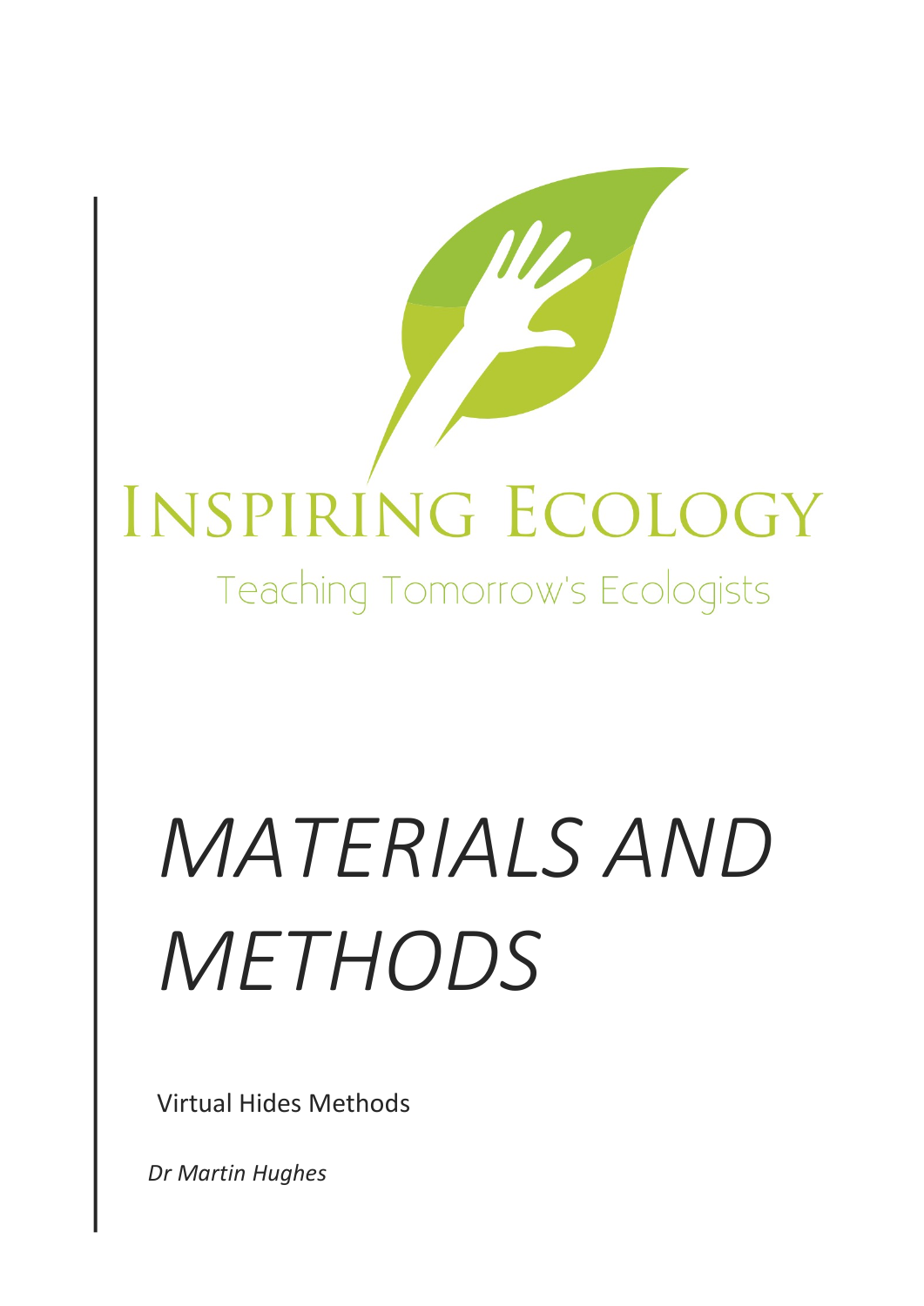# INSPIRING ECOLOGY

Teaching Tomorrow's Ecologists

# *MATERIALS AND METHODS*

Virtual Hides Methods

*Dr Martin Hughes*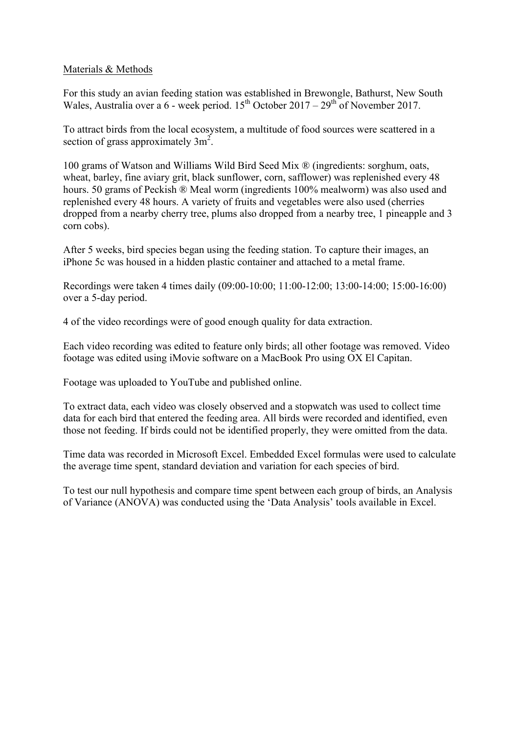## Materials & Methods

For this study an avian feeding station was established in Brewongle, Bathurst, New South Wales, Australia over a 6 - week period. 15$^{th}$ October 2017 – 29$^{th}$ of November 2017.

To attract birds from the local ecosystem, a multitude of food sources were scattered in a section of grass approximately 3m$^2$.

100 grams of Watson and Williams Wild Bird Seed Mix ® (ingredients: sorghum, oats, wheat, barley, fine aviary grit, black sunflower, corn, safflower) was replenished every 48 hours. 50 grams of Peckish ® Meal worm (ingredients 100% mealworm) was also used and replenished every 48 hours. A variety of fruits and vegetables were also used (cherries dropped from a nearby cherry tree, plums also dropped from a nearby tree, 1 pineapple and 3 corn cobs).

After 5 weeks, bird species began using the feeding station. To capture their images, an iPhone 5c was housed in a hidden plastic container and attached to a metal frame.

Recordings were taken 4 times daily (09:00-10:00; 11:00-12:00; 13:00-14:00; 15:00-16:00) over a 5-day period.

4 of the video recordings were of good enough quality for data extraction.

Each video recording was edited to feature only birds; all other footage was removed. Video footage was edited using iMovie software on a MacBook Pro using OX El Capitan.

Footage was uploaded to YouTube and published online.

To extract data, each video was closely observed and a stopwatch was used to collect time data for each bird that entered the feeding area. All birds were recorded and identified, even those not feeding. If birds could not be identified properly, they were omitted from the data.

Time data was recorded in Microsoft Excel. Embedded Excel formulas were used to calculate the average time spent, standard deviation and variation for each species of bird.

To test our null hypothesis and compare time spent between each group of birds, an Analysis of Variance (ANOVA) was conducted using the 'Data Analysis' tools available in Excel.